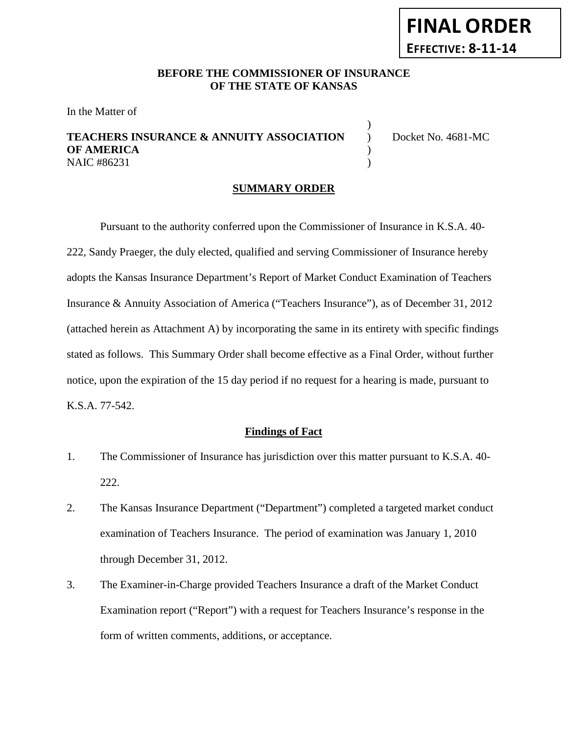**FINAL ORDER**
**EFFECTIVE: 8-11-14**

**BEFORE THE COMMISSIONER OF INSURANCE**
**OF THE STATE OF KANSAS**

In the Matter of

**TEACHERS INSURANCE & ANNUITY ASSOCIATION OF AMERICA**
NAIC #86231

Docket No. 4681-MC

## SUMMARY ORDER

Pursuant to the authority conferred upon the Commissioner of Insurance in K.S.A. 40-222, Sandy Praeger, the duly elected, qualified and serving Commissioner of Insurance hereby adopts the Kansas Insurance Department's Report of Market Conduct Examination of Teachers Insurance & Annuity Association of America ("Teachers Insurance"), as of December 31, 2012 (attached herein as Attachment A) by incorporating the same in its entirety with specific findings stated as follows. This Summary Order shall become effective as a Final Order, without further notice, upon the expiration of the 15 day period if no request for a hearing is made, pursuant to K.S.A. 77-542.

### Findings of Fact

1. The Commissioner of Insurance has jurisdiction over this matter pursuant to K.S.A. 40-222.
2. The Kansas Insurance Department ("Department") completed a targeted market conduct examination of Teachers Insurance. The period of examination was January 1, 2010 through December 31, 2012.
3. The Examiner-in-Charge provided Teachers Insurance a draft of the Market Conduct Examination report ("Report") with a request for Teachers Insurance's response in the form of written comments, additions, or acceptance.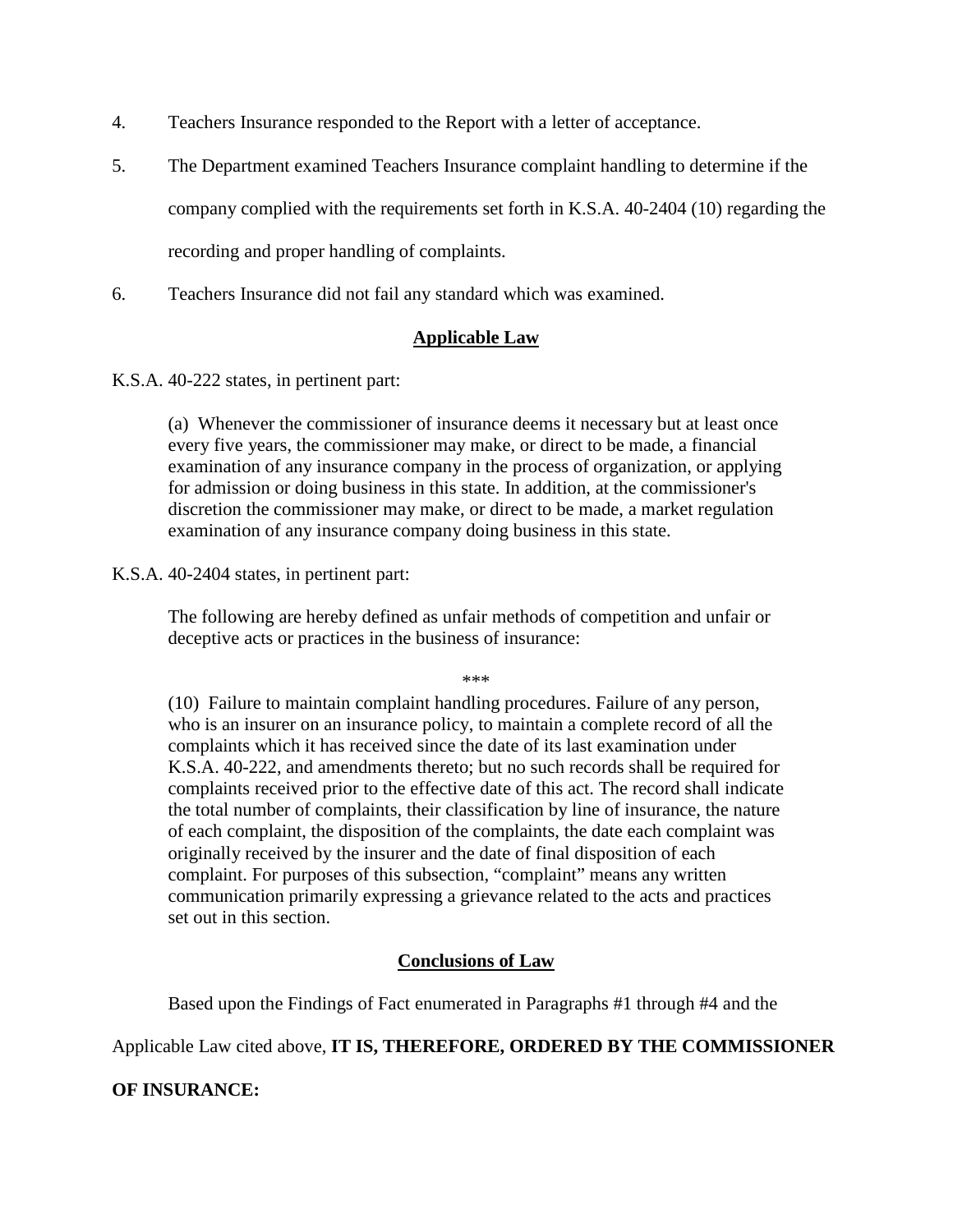4. Teachers Insurance responded to the Report with a letter of acceptance.

5. The Department examined Teachers Insurance complaint handling to determine if the company complied with the requirements set forth in K.S.A. 40-2404 (10) regarding the recording and proper handling of complaints.

6. Teachers Insurance did not fail any standard which was examined.

## Applicable Law

K.S.A. 40-222 states, in pertinent part:

> (a) Whenever the commissioner of insurance deems it necessary but at least once every five years, the commissioner may make, or direct to be made, a financial examination of any insurance company in the process of organization, or applying for admission or doing business in this state. In addition, at the commissioner's discretion the commissioner may make, or direct to be made, a market regulation examination of any insurance company doing business in this state.

K.S.A. 40-2404 states, in pertinent part:

> The following are hereby defined as unfair methods of competition and unfair or deceptive acts or practices in the business of insurance:
>
> \*\*\*
>
> (10) Failure to maintain complaint handling procedures. Failure of any person, who is an insurer on an insurance policy, to maintain a complete record of all the complaints which it has received since the date of its last examination under K.S.A. 40-222, and amendments thereto; but no such records shall be required for complaints received prior to the effective date of this act. The record shall indicate the total number of complaints, their classification by line of insurance, the nature of each complaint, the disposition of the complaints, the date each complaint was originally received by the insurer and the date of final disposition of each complaint. For purposes of this subsection, "complaint" means any written communication primarily expressing a grievance related to the acts and practices set out in this section.

## Conclusions of Law

Based upon the Findings of Fact enumerated in Paragraphs #1 through #4 and the Applicable Law cited above, **IT IS, THEREFORE, ORDERED BY THE COMMISSIONER OF INSURANCE:**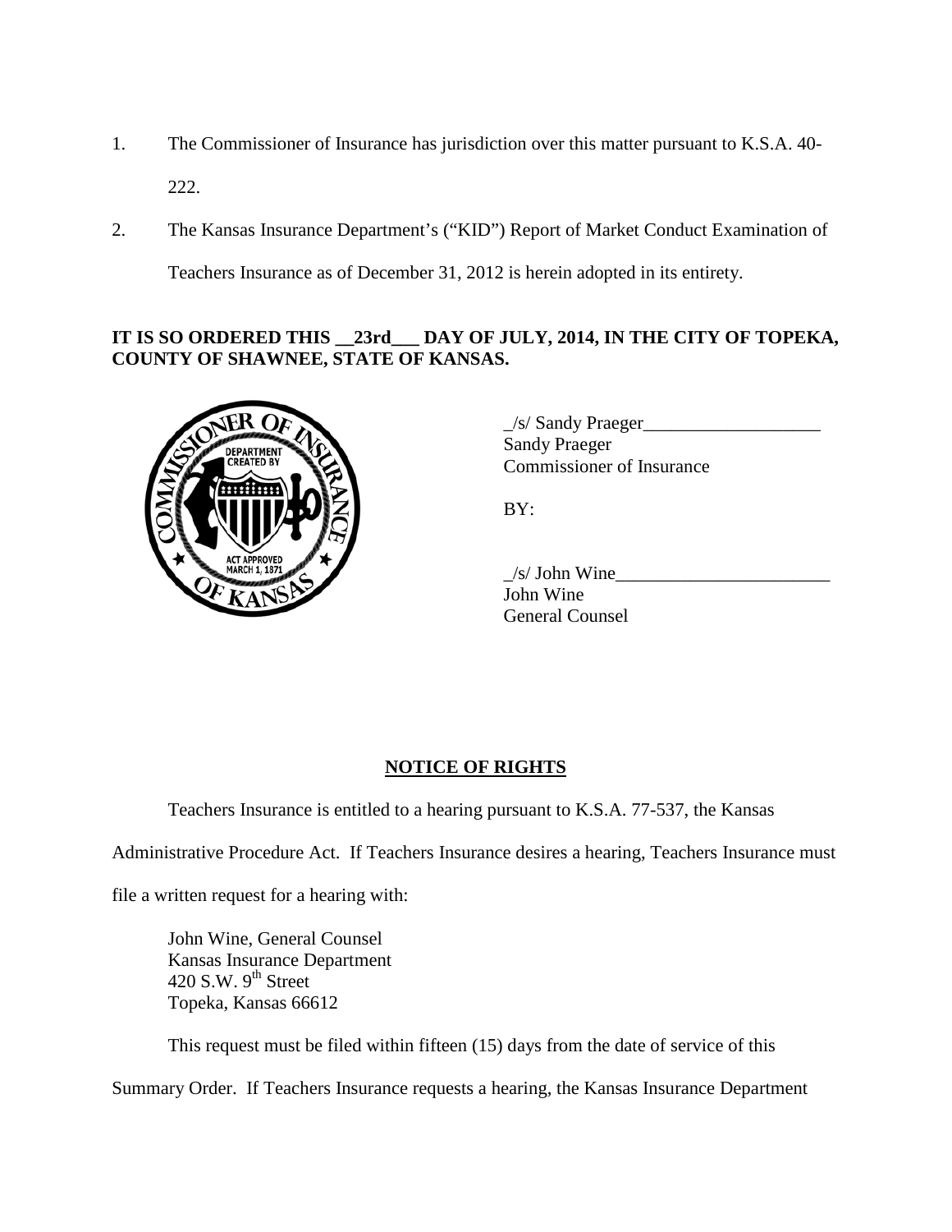1. The Commissioner of Insurance has jurisdiction over this matter pursuant to K.S.A. 40-222.

2. The Kansas Insurance Department's ("KID") Report of Market Conduct Examination of Teachers Insurance as of December 31, 2012 is herein adopted in its entirety.

**IT IS SO ORDERED THIS __23rd___ DAY OF JULY, 2014, IN THE CITY OF TOPEKA, COUNTY OF SHAWNEE, STATE OF KANSAS.**

_/s/ Sandy Praeger___________________
Sandy Praeger
Commissioner of Insurance

BY:

_/s/ John Wine_______________________
John Wine
General Counsel

## **NOTICE OF RIGHTS**

Teachers Insurance is entitled to a hearing pursuant to K.S.A. 77-537, the Kansas Administrative Procedure Act. If Teachers Insurance desires a hearing, Teachers Insurance must file a written request for a hearing with:

John Wine, General Counsel
Kansas Insurance Department
420 S.W. 9th Street
Topeka, Kansas 66612

This request must be filed within fifteen (15) days from the date of service of this Summary Order. If Teachers Insurance requests a hearing, the Kansas Insurance Department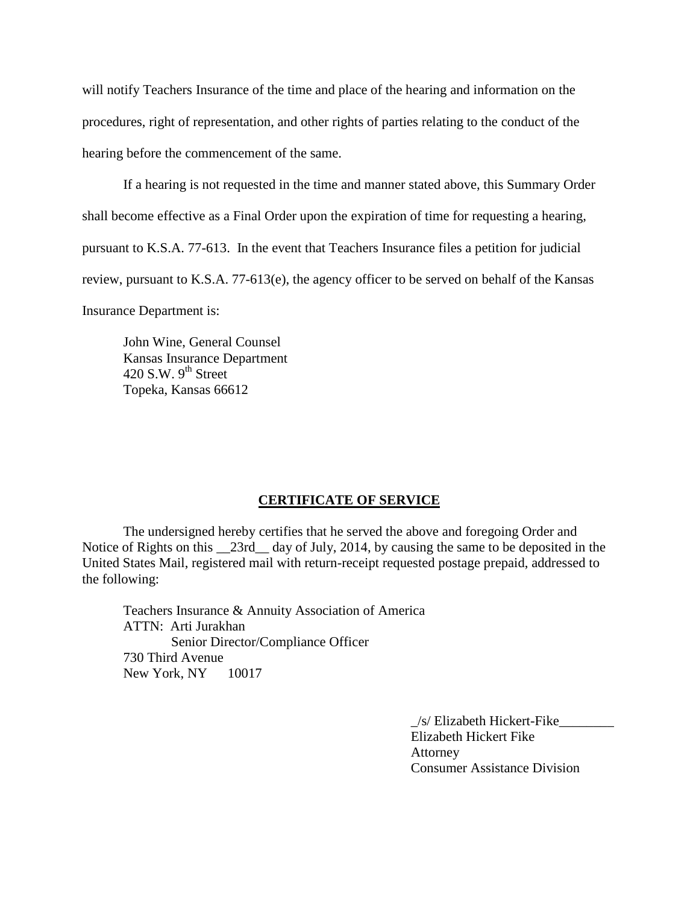will notify Teachers Insurance of the time and place of the hearing and information on the procedures, right of representation, and other rights of parties relating to the conduct of the hearing before the commencement of the same.

If a hearing is not requested in the time and manner stated above, this Summary Order shall become effective as a Final Order upon the expiration of time for requesting a hearing, pursuant to K.S.A. 77-613. In the event that Teachers Insurance files a petition for judicial review, pursuant to K.S.A. 77-613(e), the agency officer to be served on behalf of the Kansas Insurance Department is:

John Wine, General Counsel
Kansas Insurance Department
420 S.W. 9th Street
Topeka, Kansas 66612

## CERTIFICATE OF SERVICE

The undersigned hereby certifies that he served the above and foregoing Order and Notice of Rights on this __23rd__ day of July, 2014, by causing the same to be deposited in the United States Mail, registered mail with return-receipt requested postage prepaid, addressed to the following:

Teachers Insurance & Annuity Association of America
ATTN: Arti Jurakhan
Senior Director/Compliance Officer
730 Third Avenue
New York, NY 10017

_/s/ Elizabeth Hickert-Fike________
Elizabeth Hickert Fike
Attorney
Consumer Assistance Division